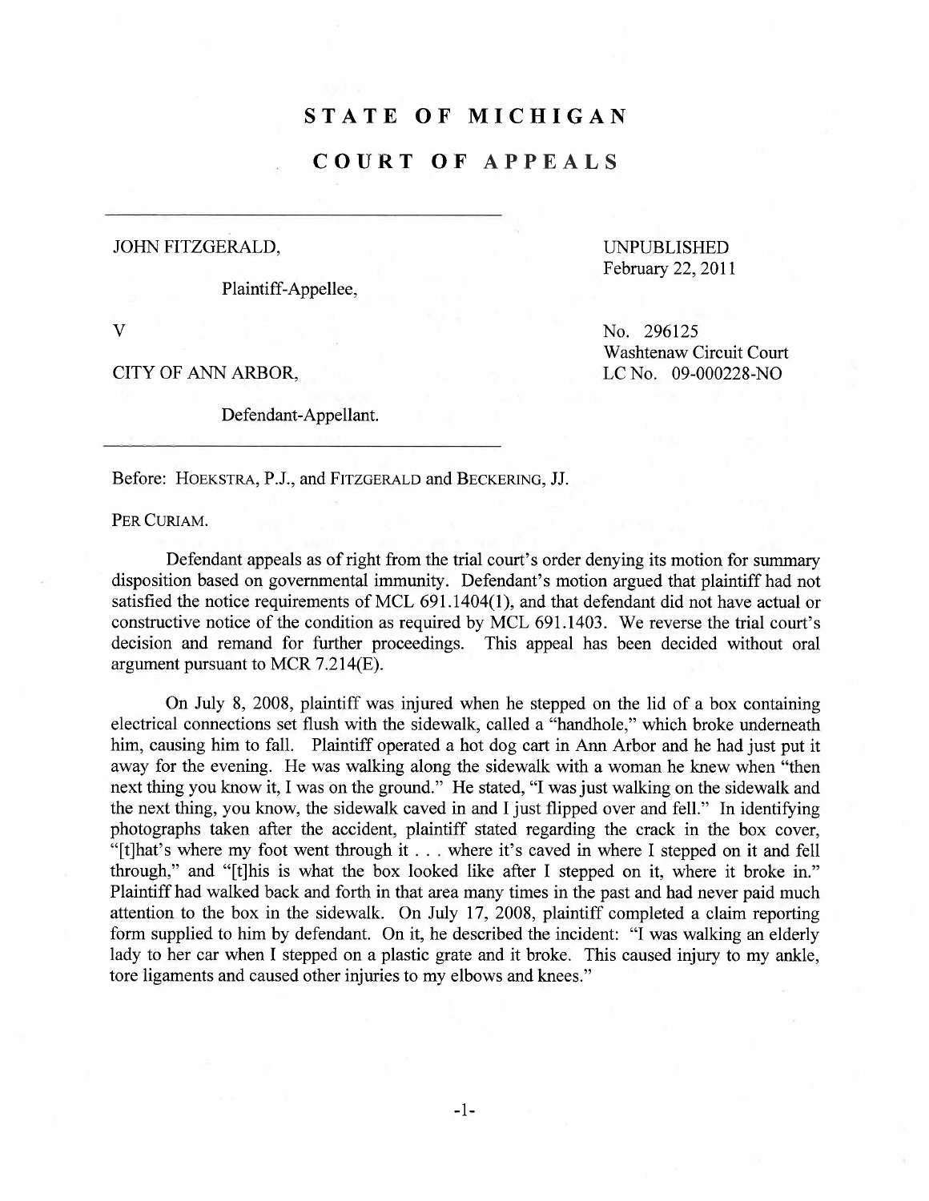# STATE OF MICHIGAN

# COURT OF APPEALS

JOHN FITZGERALD,

Plaintiff-Appellee,

v

CITY OF ANN ARBOR,

Defendant-Appellant.

UNPUBLISHED
February 22, 2011

No. 296125
Washtenaw Circuit Court
LC No. 09-000228-NO

Before: HOEKSTRA, P.J., and FITZGERALD and BECKERING, JJ.

PER CURIAM.

Defendant appeals as of right from the trial court's order denying its motion for summary disposition based on governmental immunity. Defendant's motion argued that plaintiff had not satisfied the notice requirements of MCL 691.1404(1), and that defendant did not have actual or constructive notice of the condition as required by MCL 691.1403. We reverse the trial court's decision and remand for further proceedings. This appeal has been decided without oral argument pursuant to MCR 7.214(E).

On July 8, 2008, plaintiff was injured when he stepped on the lid of a box containing electrical connections set flush with the sidewalk, called a "handhole," which broke underneath him, causing him to fall. Plaintiff operated a hot dog cart in Ann Arbor and he had just put it away for the evening. He was walking along the sidewalk with a woman he knew when "then next thing you know it, I was on the ground." He stated, "I was just walking on the sidewalk and the next thing, you know, the sidewalk caved in and I just flipped over and fell." In identifying photographs taken after the accident, plaintiff stated regarding the crack in the box cover, "[t]hat's where my foot went through it . . . where it's caved in where I stepped on it and fell through," and "[t]his is what the box looked like after I stepped on it, where it broke in." Plaintiff had walked back and forth in that area many times in the past and had never paid much attention to the box in the sidewalk. On July 17, 2008, plaintiff completed a claim reporting form supplied to him by defendant. On it, he described the incident: "I was walking an elderly lady to her car when I stepped on a plastic grate and it broke. This caused injury to my ankle, tore ligaments and caused other injuries to my elbows and knees."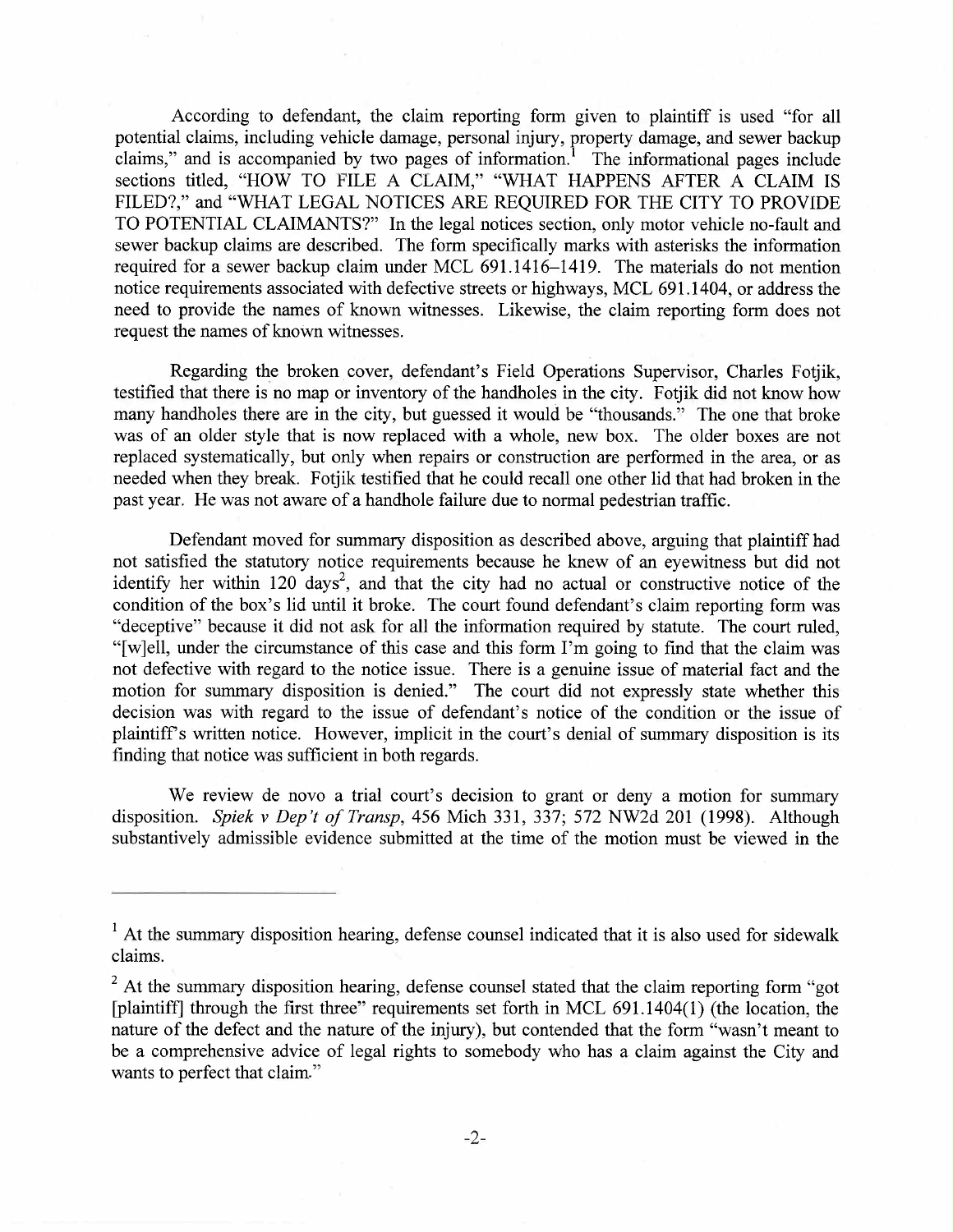According to defendant, the claim reporting form given to plaintiff is used "for all potential claims, including vehicle damage, personal injury, property damage, and sewer backup claims," and is accompanied by two pages of information.[1] The informational pages include sections titled, "HOW TO FILE A CLAIM," "WHAT HAPPENS AFTER A CLAIM IS FILED?," and "WHAT LEGAL NOTICES ARE REQUIRED FOR THE CITY TO PROVIDE TO POTENTIAL CLAIMANTS?" In the legal notices section, only motor vehicle no-fault and sewer backup claims are described. The form specifically marks with asterisks the information required for a sewer backup claim under MCL 691.1416–1419. The materials do not mention notice requirements associated with defective streets or highways, MCL 691.1404, or address the need to provide the names of known witnesses. Likewise, the claim reporting form does not request the names of known witnesses.

Regarding the broken cover, defendant's Field Operations Supervisor, Charles Fotjik, testified that there is no map or inventory of the handholes in the city. Fotjik did not know how many handholes there are in the city, but guessed it would be "thousands." The one that broke was of an older style that is now replaced with a whole, new box. The older boxes are not replaced systematically, but only when repairs or construction are performed in the area, or as needed when they break. Fotjik testified that he could recall one other lid that had broken in the past year. He was not aware of a handhole failure due to normal pedestrian traffic.

Defendant moved for summary disposition as described above, arguing that plaintiff had not satisfied the statutory notice requirements because he knew of an eyewitness but did not identify her within 120 days[2], and that the city had no actual or constructive notice of the condition of the box's lid until it broke. The court found defendant's claim reporting form was "deceptive" because it did not ask for all the information required by statute. The court ruled, "[w]ell, under the circumstance of this case and this form I'm going to find that the claim was not defective with regard to the notice issue. There is a genuine issue of material fact and the motion for summary disposition is denied." The court did not expressly state whether this decision was with regard to the issue of defendant's notice of the condition or the issue of plaintiff's written notice. However, implicit in the court's denial of summary disposition is its finding that notice was sufficient in both regards.

We review de novo a trial court's decision to grant or deny a motion for summary disposition. *Spiek v Dep't of Transp*, 456 Mich 331, 337; 572 NW2d 201 (1998). Although substantively admissible evidence submitted at the time of the motion must be viewed in the

---

[1] At the summary disposition hearing, defense counsel indicated that it is also used for sidewalk claims.

[2] At the summary disposition hearing, defense counsel stated that the claim reporting form "got [plaintiff] through the first three" requirements set forth in MCL 691.1404(1) (the location, the nature of the defect and the nature of the injury), but contended that the form "wasn't meant to be a comprehensive advice of legal rights to somebody who has a claim against the City and wants to perfect that claim."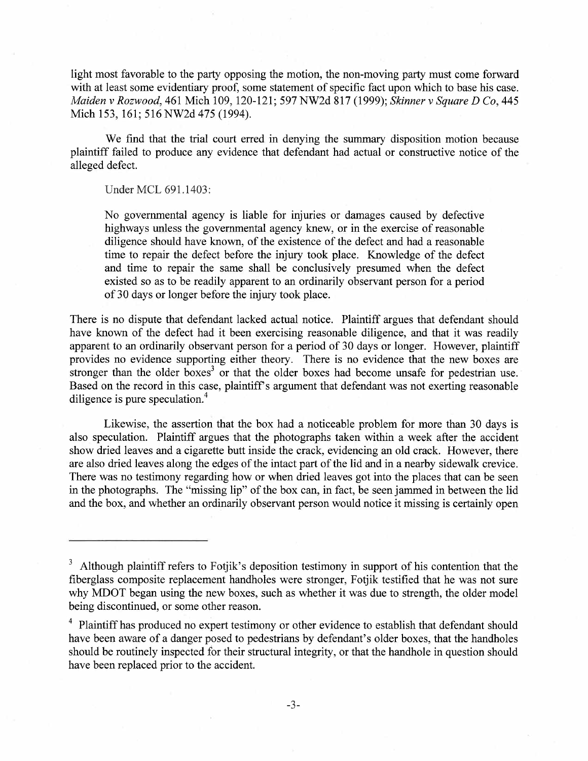light most favorable to the party opposing the motion, the non-moving party must come forward with at least some evidentiary proof, some statement of specific fact upon which to base his case. *Maiden v Rozwood*, 461 Mich 109, 120-121; 597 NW2d 817 (1999); *Skinner v Square D Co*, 445 Mich 153, 161; 516 NW2d 475 (1994).

We find that the trial court erred in denying the summary disposition motion because plaintiff failed to produce any evidence that defendant had actual or constructive notice of the alleged defect.

Under MCL 691.1403:

> No governmental agency is liable for injuries or damages caused by defective highways unless the governmental agency knew, or in the exercise of reasonable diligence should have known, of the existence of the defect and had a reasonable time to repair the defect before the injury took place. Knowledge of the defect and time to repair the same shall be conclusively presumed when the defect existed so as to be readily apparent to an ordinarily observant person for a period of 30 days or longer before the injury took place.

There is no dispute that defendant lacked actual notice. Plaintiff argues that defendant should have known of the defect had it been exercising reasonable diligence, and that it was readily apparent to an ordinarily observant person for a period of 30 days or longer. However, plaintiff provides no evidence supporting either theory. There is no evidence that the new boxes are stronger than the older boxes[3] or that the older boxes had become unsafe for pedestrian use. Based on the record in this case, plaintiff's argument that defendant was not exerting reasonable diligence is pure speculation.[4]

Likewise, the assertion that the box had a noticeable problem for more than 30 days is also speculation. Plaintiff argues that the photographs taken within a week after the accident show dried leaves and a cigarette butt inside the crack, evidencing an old crack. However, there are also dried leaves along the edges of the intact part of the lid and in a nearby sidewalk crevice. There was no testimony regarding how or when dried leaves got into the places that can be seen in the photographs. The "missing lip" of the box can, in fact, be seen jammed in between the lid and the box, and whether an ordinarily observant person would notice it missing is certainly open

---

[3] Although plaintiff refers to Fotjik's deposition testimony in support of his contention that the fiberglass composite replacement handholes were stronger, Fotjik testified that he was not sure why MDOT began using the new boxes, such as whether it was due to strength, the older model being discontinued, or some other reason.

[4] Plaintiff has produced no expert testimony or other evidence to establish that defendant should have been aware of a danger posed to pedestrians by defendant's older boxes, that the handholes should be routinely inspected for their structural integrity, or that the handhole in question should have been replaced prior to the accident.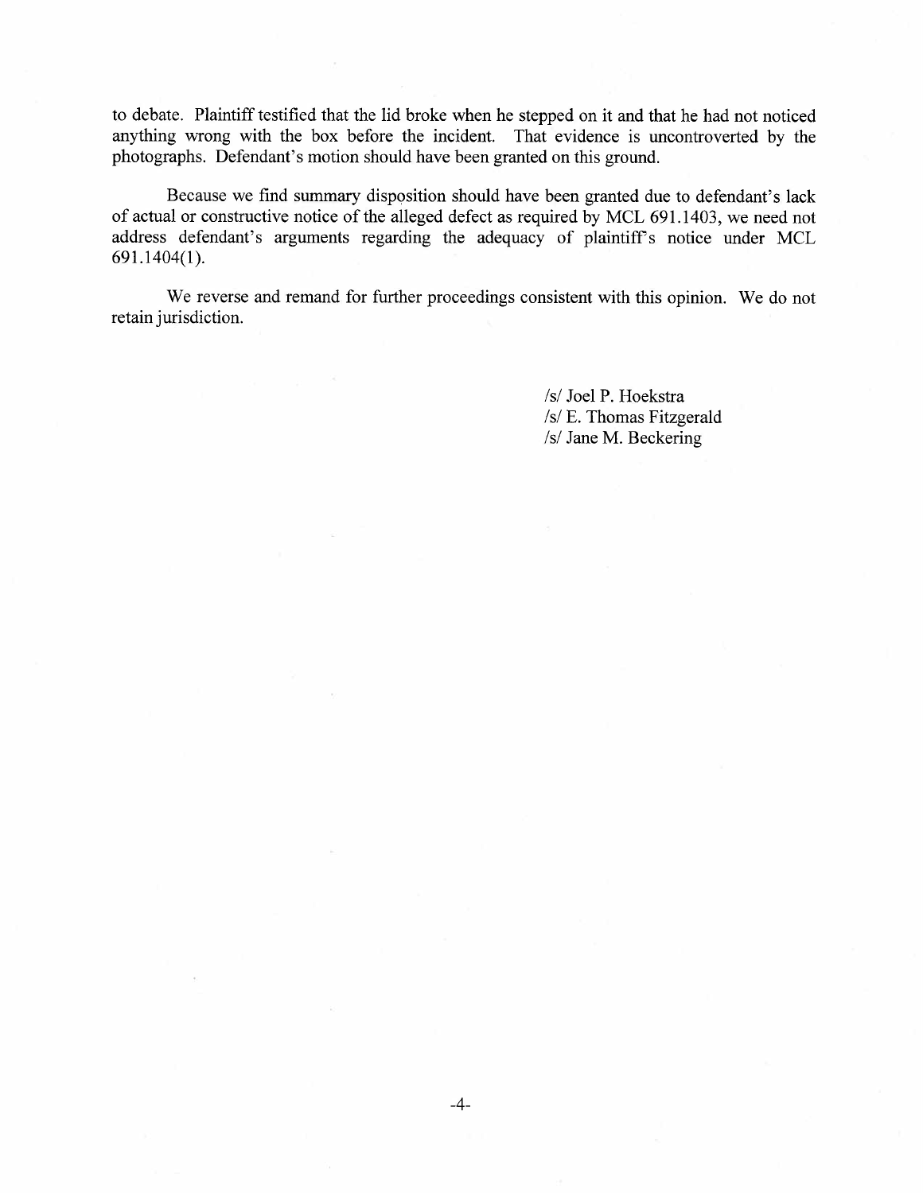to debate. Plaintiff testified that the lid broke when he stepped on it and that he had not noticed anything wrong with the box before the incident. That evidence is uncontroverted by the photographs. Defendant's motion should have been granted on this ground.

Because we find summary disposition should have been granted due to defendant's lack of actual or constructive notice of the alleged defect as required by MCL 691.1403, we need not address defendant's arguments regarding the adequacy of plaintiff's notice under MCL 691.1404(1).

We reverse and remand for further proceedings consistent with this opinion. We do not retain jurisdiction.

/s/ Joel P. Hoekstra
/s/ E. Thomas Fitzgerald
/s/ Jane M. Beckering